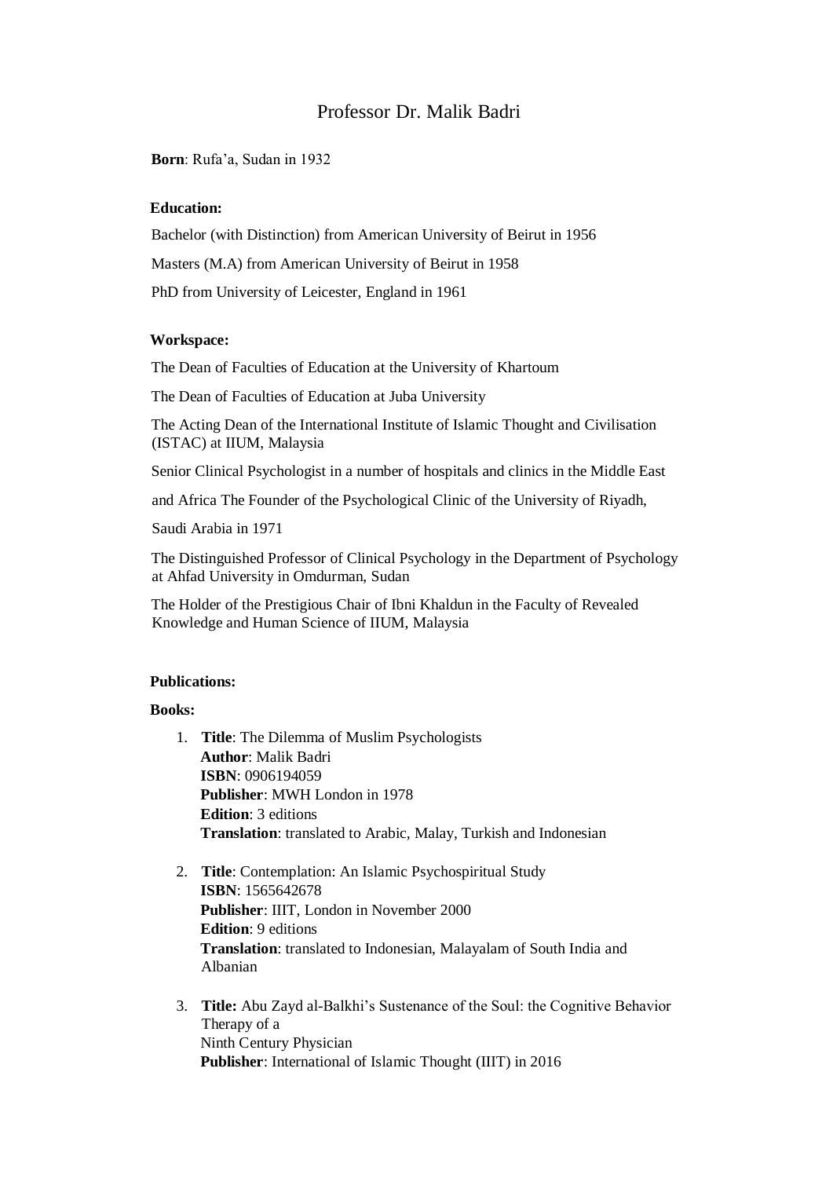# Professor Dr. Malik Badri

**Born**: Rufa'a, Sudan in 1932

**Education:**

Bachelor (with Distinction) from American University of Beirut in 1956

Masters (M.A) from American University of Beirut in 1958

PhD from University of Leicester, England in 1961

**Workspace:**

The Dean of Faculties of Education at the University of Khartoum

The Dean of Faculties of Education at Juba University

The Acting Dean of the International Institute of Islamic Thought and Civilisation (ISTAC) at IIUM, Malaysia

Senior Clinical Psychologist in a number of hospitals and clinics in the Middle East and Africa The Founder of the Psychological Clinic of the University of Riyadh, Saudi Arabia in 1971

The Distinguished Professor of Clinical Psychology in the Department of Psychology at Ahfad University in Omdurman, Sudan

The Holder of the Prestigious Chair of Ibni Khaldun in the Faculty of Revealed Knowledge and Human Science of IIUM, Malaysia

**Publications:**

**Books:**

1. **Title**: The Dilemma of Muslim Psychologists
   **Author**: Malik Badri
   **ISBN**: 0906194059
   **Publisher**: MWH London in 1978
   **Edition**: 3 editions
   **Translation**: translated to Arabic, Malay, Turkish and Indonesian

2. **Title**: Contemplation: An Islamic Psychospiritual Study
   **ISBN**: 1565642678
   **Publisher**: IIIT, London in November 2000
   **Edition**: 9 editions
   **Translation**: translated to Indonesian, Malayalam of South India and Albanian

3. **Title:** Abu Zayd al-Balkhi's Sustenance of the Soul: the Cognitive Behavior Therapy of a Ninth Century Physician
   **Publisher**: International of Islamic Thought (IIIT) in 2016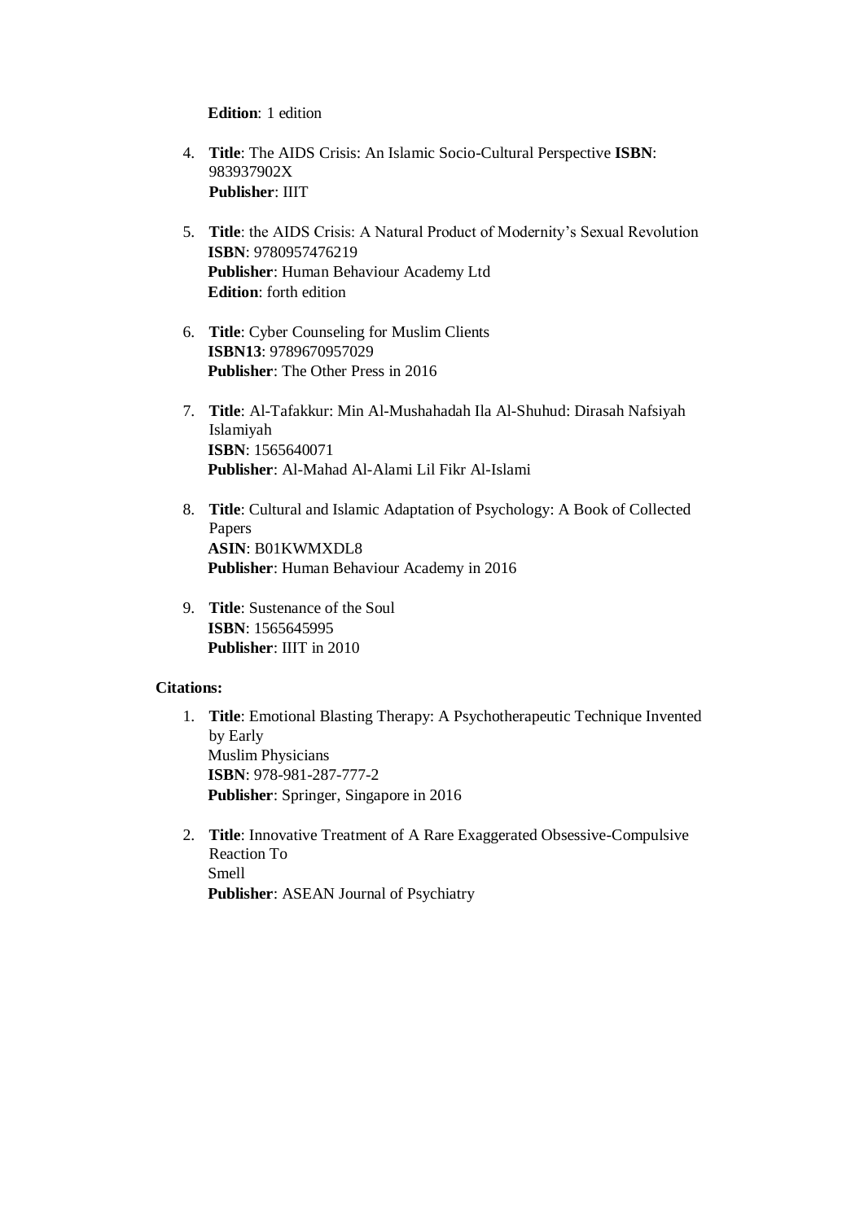**Edition**: 1 edition

4. **Title**: The AIDS Crisis: An Islamic Socio-Cultural Perspective **ISBN**: 983937902X
   **Publisher**: IIIT

5. **Title**: the AIDS Crisis: A Natural Product of Modernity's Sexual Revolution
   **ISBN**: 9780957476219
   **Publisher**: Human Behaviour Academy Ltd
   **Edition**: forth edition

6. **Title**: Cyber Counseling for Muslim Clients
   **ISBN13**: 9789670957029
   **Publisher**: The Other Press in 2016

7. **Title**: Al-Tafakkur: Min Al-Mushahadah Ila Al-Shuhud: Dirasah Nafsiyah Islamiyah
   **ISBN**: 1565640071
   **Publisher**: Al-Mahad Al-Alami Lil Fikr Al-Islami

8. **Title**: Cultural and Islamic Adaptation of Psychology: A Book of Collected Papers
   **ASIN**: B01KWMXDL8
   **Publisher**: Human Behaviour Academy in 2016

9. **Title**: Sustenance of the Soul
   **ISBN**: 1565645995
   **Publisher**: IIIT in 2010

**Citations:**

1. **Title**: Emotional Blasting Therapy: A Psychotherapeutic Technique Invented by Early Muslim Physicians
   **ISBN**: 978-981-287-777-2
   **Publisher**: Springer, Singapore in 2016

2. **Title**: Innovative Treatment of A Rare Exaggerated Obsessive-Compulsive Reaction To Smell
   **Publisher**: ASEAN Journal of Psychiatry